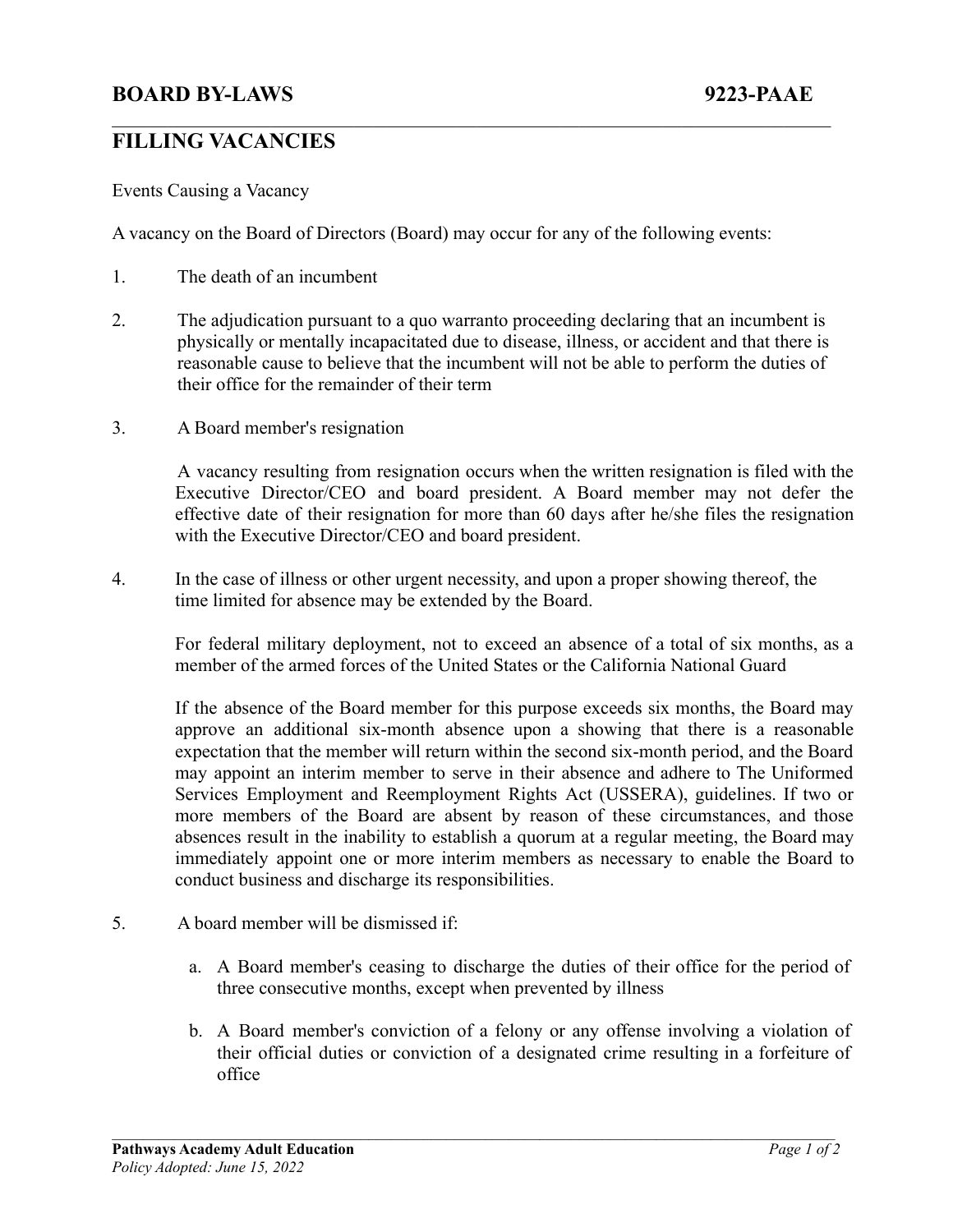# BOARD BY-LAWS 9223-PAAE

## FILLING VACANCIES

Events Causing a Vacancy

A vacancy on the Board of Directors (Board) may occur for any of the following events:

1. The death of an incumbent

2. The adjudication pursuant to a quo warranto proceeding declaring that an incumbent is physically or mentally incapacitated due to disease, illness, or accident and that there is reasonable cause to believe that the incumbent will not be able to perform the duties of their office for the remainder of their term

3. A Board member's resignation

   A vacancy resulting from resignation occurs when the written resignation is filed with the Executive Director/CEO and board president. A Board member may not defer the effective date of their resignation for more than 60 days after he/she files the resignation with the Executive Director/CEO and board president.

4. In the case of illness or other urgent necessity, and upon a proper showing thereof, the time limited for absence may be extended by the Board.

   For federal military deployment, not to exceed an absence of a total of six months, as a member of the armed forces of the United States or the California National Guard

   If the absence of the Board member for this purpose exceeds six months, the Board may approve an additional six-month absence upon a showing that there is a reasonable expectation that the member will return within the second six-month period, and the Board may appoint an interim member to serve in their absence and adhere to The Uniformed Services Employment and Reemployment Rights Act (USSERA), guidelines. If two or more members of the Board are absent by reason of these circumstances, and those absences result in the inability to establish a quorum at a regular meeting, the Board may immediately appoint one or more interim members as necessary to enable the Board to conduct business and discharge its responsibilities.

5. A board member will be dismissed if:

   a. A Board member's ceasing to discharge the duties of their office for the period of three consecutive months, except when prevented by illness

   b. A Board member's conviction of a felony or any offense involving a violation of their official duties or conviction of a designated crime resulting in a forfeiture of office

Pathways Academy Adult Education
*Policy Adopted: June 15, 2022*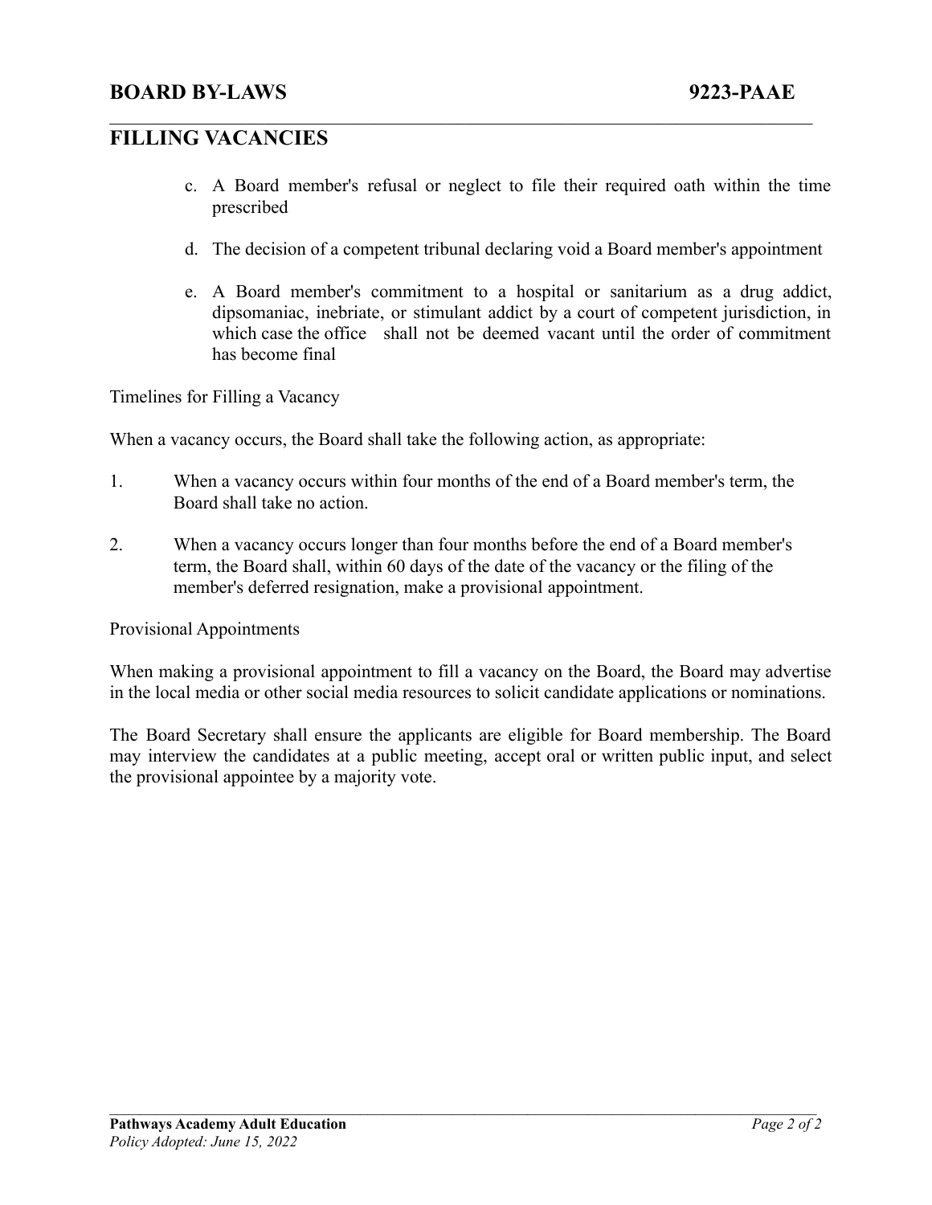c. A Board member's refusal or neglect to file their required oath within the time prescribed

d. The decision of a competent tribunal declaring void a Board member's appointment

e. A Board member's commitment to a hospital or sanitarium as a drug addict, dipsomaniac, inebriate, or stimulant addict by a court of competent jurisdiction, in which case the office shall not be deemed vacant until the order of commitment has become final

Timelines for Filling a Vacancy

When a vacancy occurs, the Board shall take the following action, as appropriate:

1. When a vacancy occurs within four months of the end of a Board member's term, the Board shall take no action.

2. When a vacancy occurs longer than four months before the end of a Board member's term, the Board shall, within 60 days of the date of the vacancy or the filing of the member's deferred resignation, make a provisional appointment.

Provisional Appointments

When making a provisional appointment to fill a vacancy on the Board, the Board may advertise in the local media or other social media resources to solicit candidate applications or nominations.

The Board Secretary shall ensure the applicants are eligible for Board membership. The Board may interview the candidates at a public meeting, accept oral or written public input, and select the provisional appointee by a majority vote.